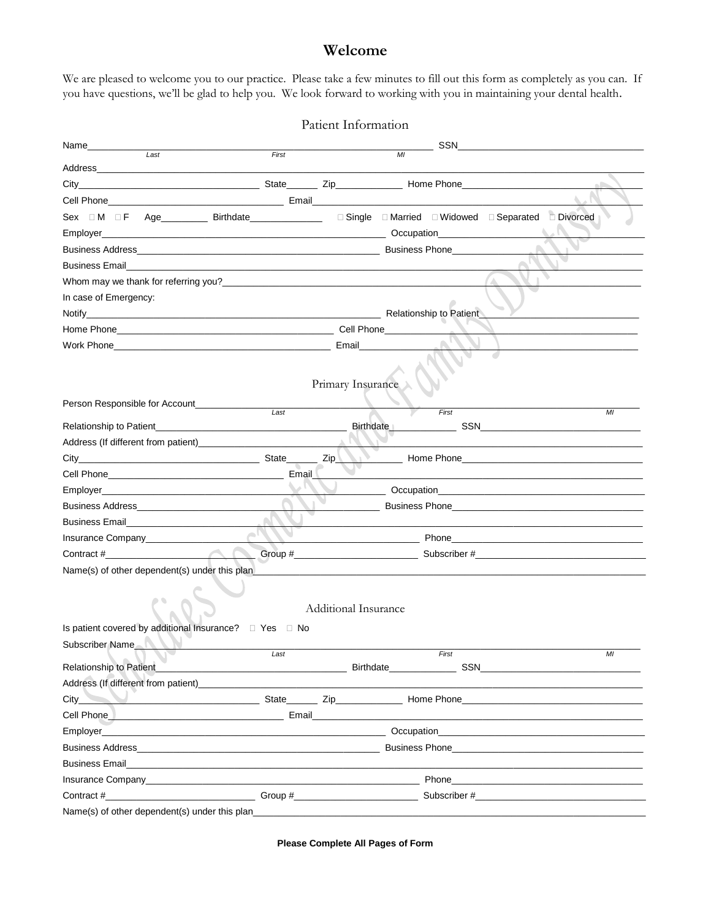# Welcome

We are pleased to welcome you to our practice. Please take a few minutes to fill out this form as completely as you can. If you have questions, we'll be glad to help you. We look forward to working with you in maintaining your dental health.

## Patient Information

Name\_\_\_\_\_\_\_\_\_\_\_\_\_\_\_\_\_\_\_\_\_\_\_\_\_\_\_\_\_\_\_\_\_\_\_\_\_\_\_\_ SSN\_\_\_\_\_\_\_\_\_\_\_\_\_\_\_\_\_\_\_\_
*Last* *First* *MI*

Address\_\_\_\_\_\_\_\_\_\_\_\_\_\_\_\_\_\_\_\_\_\_\_\_\_\_\_\_\_\_\_\_\_\_\_\_\_\_\_\_\_\_\_\_\_\_\_\_\_\_\_\_\_\_\_\_

City\_\_\_\_\_\_\_\_\_\_\_\_\_\_\_\_\_\_\_\_ State\_\_\_\_\_\_ Zip\_\_\_\_\_\_\_\_\_\_\_\_\_ Home Phone\_\_\_\_\_\_\_\_\_\_\_\_\_\_\_\_\_\_\_\_

Cell Phone\_\_\_\_\_\_\_\_\_\_\_\_\_\_\_\_\_\_\_\_ Email\_\_\_\_\_\_\_\_\_\_\_\_\_\_\_\_\_\_\_\_\_\_\_\_\_\_\_\_\_\_\_\_\_\_\_\_

Sex ☐ M ☐ F Age\_\_\_\_\_\_\_\_\_ Birthdate\_\_\_\_\_\_\_\_\_\_\_\_\_\_ ☐ Single ☐ Married ☐ Widowed ☐ Separated ☐ Divorced

Employer\_\_\_\_\_\_\_\_\_\_\_\_\_\_\_\_\_\_\_\_\_\_\_\_\_\_\_\_\_\_\_\_\_\_\_\_ Occupation\_\_\_\_\_\_\_\_\_\_\_\_\_\_\_\_\_\_\_\_

Business Address\_\_\_\_\_\_\_\_\_\_\_\_\_\_\_\_\_\_\_\_\_\_\_\_\_\_\_\_\_\_\_\_ Business Phone\_\_\_\_\_\_\_\_\_\_\_\_\_\_\_\_\_\_\_\_

Business Email\_\_\_\_\_\_\_\_\_\_\_\_\_\_\_\_\_\_\_\_\_\_\_\_\_\_\_\_\_\_\_\_\_\_\_\_\_\_\_\_\_\_\_\_\_\_\_\_\_\_\_\_

Whom may we thank for referring you?\_\_\_\_\_\_\_\_\_\_\_\_\_\_\_\_\_\_\_\_\_\_\_\_\_\_\_\_\_\_\_\_\_\_\_\_\_\_\_\_

In case of Emergency:

Notify\_\_\_\_\_\_\_\_\_\_\_\_\_\_\_\_\_\_\_\_\_\_\_\_\_\_\_\_\_\_\_\_\_\_\_\_\_\_\_\_ Relationship to Patient\_\_\_\_\_\_\_\_\_\_\_\_\_\_\_\_\_\_\_\_

Home Phone\_\_\_\_\_\_\_\_\_\_\_\_\_\_\_\_\_\_\_\_\_\_\_\_\_\_\_\_\_\_ Cell Phone\_\_\_\_\_\_\_\_\_\_\_\_\_\_\_\_\_\_\_\_\_\_\_\_\_\_\_\_\_\_

Work Phone\_\_\_\_\_\_\_\_\_\_\_\_\_\_\_\_\_\_\_\_\_\_\_\_\_\_\_\_\_\_ Email\_\_\_\_\_\_\_\_\_\_\_\_\_\_\_\_\_\_\_\_\_\_\_\_\_\_\_\_\_\_

## Primary Insurance

Person Responsible for Account\_\_\_\_\_\_\_\_\_\_\_\_\_\_\_\_\_\_\_\_\_\_\_\_\_\_\_\_\_\_\_\_\_\_\_\_\_\_\_\_
*Last* *First* *MI*

Relationship to Patient\_\_\_\_\_\_\_\_\_\_\_\_\_\_\_\_\_\_\_\_\_\_\_\_\_\_\_\_\_\_ Birthdate\_\_\_\_\_\_\_\_\_\_\_\_\_ SSN\_\_\_\_\_\_\_\_\_\_\_\_\_\_\_\_\_\_\_\_

Address (If different from patient)\_\_\_\_\_\_\_\_\_\_\_\_\_\_\_\_\_\_\_\_\_\_\_\_\_\_\_\_\_\_\_\_\_\_\_\_\_\_\_\_

City\_\_\_\_\_\_\_\_\_\_\_\_\_\_\_\_\_\_\_\_ State\_\_\_\_\_\_ Zip\_\_\_\_\_\_\_\_\_\_\_\_\_ Home Phone\_\_\_\_\_\_\_\_\_\_\_\_\_\_\_\_\_\_\_\_

Cell Phone\_\_\_\_\_\_\_\_\_\_\_\_\_\_\_\_\_\_\_\_ Email\_\_\_\_\_\_\_\_\_\_\_\_\_\_\_\_\_\_\_\_\_\_\_\_\_\_\_\_\_\_\_\_\_\_\_\_

Employer\_\_\_\_\_\_\_\_\_\_\_\_\_\_\_\_\_\_\_\_\_\_\_\_\_\_\_\_\_\_\_\_\_\_\_\_ Occupation\_\_\_\_\_\_\_\_\_\_\_\_\_\_\_\_\_\_\_\_

Business Address\_\_\_\_\_\_\_\_\_\_\_\_\_\_\_\_\_\_\_\_\_\_\_\_\_\_\_\_\_\_\_\_ Business Phone\_\_\_\_\_\_\_\_\_\_\_\_\_\_\_\_\_\_\_\_

Business Email\_\_\_\_\_\_\_\_\_\_\_\_\_\_\_\_\_\_\_\_\_\_\_\_\_\_\_\_\_\_\_\_\_\_\_\_\_\_\_\_\_\_\_\_\_\_\_\_\_\_\_\_

Insurance Company\_\_\_\_\_\_\_\_\_\_\_\_\_\_\_\_\_\_\_\_\_\_\_\_\_\_\_\_\_\_\_\_\_\_\_\_ Phone\_\_\_\_\_\_\_\_\_\_\_\_\_\_\_\_\_\_\_\_

Contract #\_\_\_\_\_\_\_\_\_\_\_\_\_\_\_\_\_\_\_\_ Group #\_\_\_\_\_\_\_\_\_\_\_\_\_\_\_\_\_\_\_\_ Subscriber #\_\_\_\_\_\_\_\_\_\_\_\_\_\_\_\_\_\_\_\_

Name(s) of other dependent(s) under this plan\_\_\_\_\_\_\_\_\_\_\_\_\_\_\_\_\_\_\_\_\_\_\_\_\_\_\_\_\_\_\_\_\_\_\_\_\_\_\_\_

## Additional Insurance

Is patient covered by additional Insurance? ☐ Yes ☐ No

Subscriber Name\_\_\_\_\_\_\_\_\_\_\_\_\_\_\_\_\_\_\_\_\_\_\_\_\_\_\_\_\_\_\_\_\_\_\_\_\_\_\_\_
*Last* *First* *MI*

Relationship to Patient\_\_\_\_\_\_\_\_\_\_\_\_\_\_\_\_\_\_\_\_\_\_\_\_\_\_\_\_\_\_ Birthdate\_\_\_\_\_\_\_\_\_\_\_\_\_ SSN\_\_\_\_\_\_\_\_\_\_\_\_\_\_\_\_\_\_\_\_

Address (If different from patient)\_\_\_\_\_\_\_\_\_\_\_\_\_\_\_\_\_\_\_\_\_\_\_\_\_\_\_\_\_\_\_\_\_\_\_\_\_\_\_\_

City\_\_\_\_\_\_\_\_\_\_\_\_\_\_\_\_\_\_\_\_ State\_\_\_\_\_\_ Zip\_\_\_\_\_\_\_\_\_\_\_\_\_ Home Phone\_\_\_\_\_\_\_\_\_\_\_\_\_\_\_\_\_\_\_\_

Cell Phone\_\_\_\_\_\_\_\_\_\_\_\_\_\_\_\_\_\_\_\_ Email\_\_\_\_\_\_\_\_\_\_\_\_\_\_\_\_\_\_\_\_\_\_\_\_\_\_\_\_\_\_\_\_\_\_\_\_

Employer\_\_\_\_\_\_\_\_\_\_\_\_\_\_\_\_\_\_\_\_\_\_\_\_\_\_\_\_\_\_\_\_\_\_\_\_ Occupation\_\_\_\_\_\_\_\_\_\_\_\_\_\_\_\_\_\_\_\_

Business Address\_\_\_\_\_\_\_\_\_\_\_\_\_\_\_\_\_\_\_\_\_\_\_\_\_\_\_\_\_\_\_\_ Business Phone\_\_\_\_\_\_\_\_\_\_\_\_\_\_\_\_\_\_\_\_

Business Email\_\_\_\_\_\_\_\_\_\_\_\_\_\_\_\_\_\_\_\_\_\_\_\_\_\_\_\_\_\_\_\_\_\_\_\_\_\_\_\_\_\_\_\_\_\_\_\_\_\_\_\_

Insurance Company\_\_\_\_\_\_\_\_\_\_\_\_\_\_\_\_\_\_\_\_\_\_\_\_\_\_\_\_\_\_\_\_\_\_\_\_ Phone\_\_\_\_\_\_\_\_\_\_\_\_\_\_\_\_\_\_\_\_

Contract #\_\_\_\_\_\_\_\_\_\_\_\_\_\_\_\_\_\_\_\_ Group #\_\_\_\_\_\_\_\_\_\_\_\_\_\_\_\_\_\_\_\_ Subscriber #\_\_\_\_\_\_\_\_\_\_\_\_\_\_\_\_\_\_\_\_

Name(s) of other dependent(s) under this plan\_\_\_\_\_\_\_\_\_\_\_\_\_\_\_\_\_\_\_\_\_\_\_\_\_\_\_\_\_\_\_\_\_\_\_\_\_\_\_\_

**Please Complete All Pages of Form**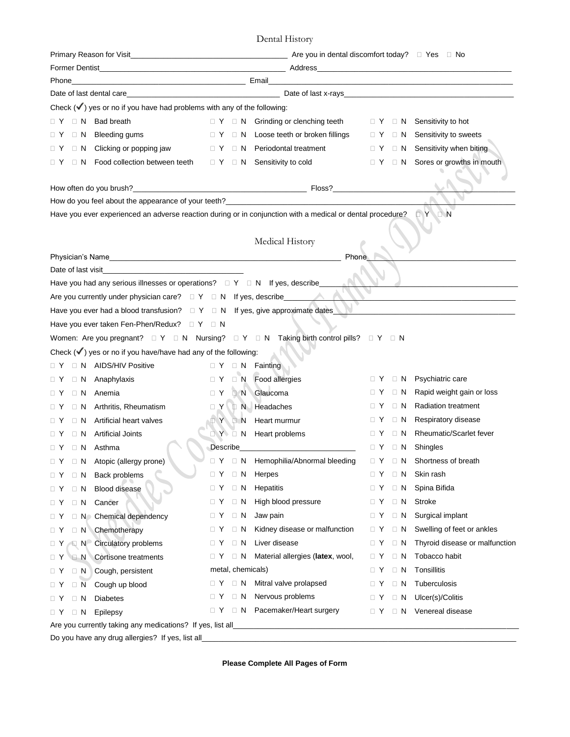## Dental History

Primary Reason for Visit\_\_\_\_\_\_\_\_\_\_\_\_\_\_\_\_\_\_\_\_\_\_\_\_\_\_\_\_\_\_ Are you in dental discomfort today? ☐ Yes ☐ No

Former Dentist\_\_\_\_\_\_\_\_\_\_\_\_\_\_\_\_\_\_\_\_\_\_\_\_\_\_\_\_\_\_ Address\_\_\_\_\_\_\_\_\_\_\_\_\_\_\_\_\_\_\_\_\_\_\_\_\_\_\_\_\_\_

Phone\_\_\_\_\_\_\_\_\_\_\_\_\_\_\_\_\_\_\_\_\_\_\_\_\_\_\_\_\_\_ Email\_\_\_\_\_\_\_\_\_\_\_\_\_\_\_\_\_\_\_\_\_\_\_\_\_\_\_\_\_\_

Date of last dental care\_\_\_\_\_\_\_\_\_\_\_\_\_\_\_\_\_\_\_\_\_\_\_\_\_\_\_\_\_\_ Date of last x-rays\_\_\_\_\_\_\_\_\_\_\_\_\_\_\_\_\_\_\_\_\_\_\_\_\_\_\_\_\_\_

Check (✓) yes or no if you have had problems with any of the following:

| | | | | | | | | |
|---|---|---|---|---|---|---|---|---|
| ☐ Y | ☐ N | Bad breath | ☐ Y | ☐ N | Grinding or clenching teeth | ☐ Y | ☐ N | Sensitivity to hot |
| ☐ Y | ☐ N | Bleeding gums | ☐ Y | ☐ N | Loose teeth or broken fillings | ☐ Y | ☐ N | Sensitivity to sweets |
| ☐ Y | ☐ N | Clicking or popping jaw | ☐ Y | ☐ N | Periodontal treatment | ☐ Y | ☐ N | Sensitivity when biting |
| ☐ Y | ☐ N | Food collection between teeth | ☐ Y | ☐ N | Sensitivity to cold | ☐ Y | ☐ N | Sores or growths in mouth |

How often do you brush?\_\_\_\_\_\_\_\_\_\_\_\_\_\_\_\_\_\_\_\_\_\_\_\_\_\_\_\_\_\_ Floss?\_\_\_\_\_\_\_\_\_\_\_\_\_\_\_\_\_\_\_\_\_\_\_\_\_\_\_\_\_\_

How do you feel about the appearance of your teeth?\_\_\_\_\_\_\_\_\_\_\_\_\_\_\_\_\_\_\_\_\_\_\_\_\_\_\_\_\_\_

Have you ever experienced an adverse reaction during or in conjunction with a medical or dental procedure? ☐ Y ☐ N

## Medical History

Physician's Name\_\_\_\_\_\_\_\_\_\_\_\_\_\_\_\_\_\_\_\_\_\_\_\_\_\_\_\_\_\_ Phone\_\_\_\_\_\_\_\_\_\_\_\_\_\_\_\_\_\_\_\_\_\_\_\_\_\_\_\_\_\_

Date of last visit\_\_\_\_\_\_\_\_\_\_\_\_\_\_\_\_\_\_\_\_\_\_\_\_\_\_\_\_\_\_

Have you had any serious illnesses or operations? ☐ Y ☐ N If yes, describe\_\_\_\_\_\_\_\_\_\_\_\_\_\_\_\_\_\_\_\_\_\_\_\_\_\_\_\_\_\_

Are you currently under physician care? ☐ Y ☐ N If yes, describe\_\_\_\_\_\_\_\_\_\_\_\_\_\_\_\_\_\_\_\_\_\_\_\_\_\_\_\_\_\_

Have you ever had a blood transfusion? ☐ Y ☐ N If yes, give approximate dates\_\_\_\_\_\_\_\_\_\_\_\_\_\_\_\_\_\_\_\_\_\_\_\_\_\_\_\_\_\_

Have you ever taken Fen-Phen/Redux? ☐ Y ☐ N

Women: Are you pregnant? ☐ Y ☐ N Nursing? ☐ Y ☐ N Taking birth control pills? ☐ Y ☐ N

Check (✓) yes or no if you have/have had any of the following:

| | | | | | | | | |
|---|---|---|---|---|---|---|---|---|
| ☐ Y | ☐ N | AIDS/HIV Positive | ☐ Y | ☐ N | Fainting | | | |
| ☐ Y | ☐ N | Anaphylaxis | ☐ Y | ☐ N | Food allergies | ☐ Y | ☐ N | Psychiatric care |
| ☐ Y | ☐ N | Anemia | ☐ Y | ☐ N | Glaucoma | ☐ Y | ☐ N | Rapid weight gain or loss |
| ☐ Y | ☐ N | Arthritis, Rheumatism | ☐ Y | ☐ N | Headaches | ☐ Y | ☐ N | Radiation treatment |
| ☐ Y | ☐ N | Artificial heart valves | ☐ Y | ☐ N | Heart murmur | ☐ Y | ☐ N | Respiratory disease |
| ☐ Y | ☐ N | Artificial Joints | ☐ Y | ☐ N | Heart problems | ☐ Y | ☐ N | Rheumatic/Scarlet fever |
| ☐ Y | ☐ N | Asthma | Describe\_\_\_\_\_\_\_\_\_\_\_\_ | | | ☐ Y | ☐ N | Shingles |
| ☐ Y | ☐ N | Atopic (allergy prone) | ☐ Y | ☐ N | Hemophilia/Abnormal bleeding | ☐ Y | ☐ N | Shortness of breath |
| ☐ Y | ☐ N | Back problems | ☐ Y | ☐ N | Herpes | ☐ Y | ☐ N | Skin rash |
| ☐ Y | ☐ N | Blood disease | ☐ Y | ☐ N | Hepatitis | ☐ Y | ☐ N | Spina Bifida |
| ☐ Y | ☐ N | Cancer | ☐ Y | ☐ N | High blood pressure | ☐ Y | ☐ N | Stroke |
| ☐ Y | ☐ N | Chemical dependency | ☐ Y | ☐ N | Jaw pain | ☐ Y | ☐ N | Surgical implant |
| ☐ Y | ☐ N | Chemotherapy | ☐ Y | ☐ N | Kidney disease or malfunction | ☐ Y | ☐ N | Swelling of feet or ankles |
| ☐ Y | ☐ N | Circulatory problems | ☐ Y | ☐ N | Liver disease | ☐ Y | ☐ N | Thyroid disease or malfunction |
| ☐ Y | ☐ N | Cortisone treatments | ☐ Y | ☐ N | Material allergies (**latex**, wool, metal, chemicals) | ☐ Y | ☐ N | Tobacco habit |
| ☐ Y | ☐ N | Cough, persistent | | | | ☐ Y | ☐ N | Tonsillitis |
| ☐ Y | ☐ N | Cough up blood | ☐ Y | ☐ N | Mitral valve prolapsed | ☐ Y | ☐ N | Tuberculosis |
| ☐ Y | ☐ N | Diabetes | ☐ Y | ☐ N | Nervous problems | ☐ Y | ☐ N | Ulcer(s)/Colitis |
| ☐ Y | ☐ N | Epilepsy | ☐ Y | ☐ N | Pacemaker/Heart surgery | ☐ Y | ☐ N | Venereal disease |

Are you currently taking any medications? If yes, list all\_\_\_\_\_\_\_\_\_\_\_\_\_\_\_\_\_\_\_\_\_\_\_\_\_\_\_\_\_\_

Do you have any drug allergies? If yes, list all\_\_\_\_\_\_\_\_\_\_\_\_\_\_\_\_\_\_\_\_\_\_\_\_\_\_\_\_\_\_

**Please Complete All Pages of Form**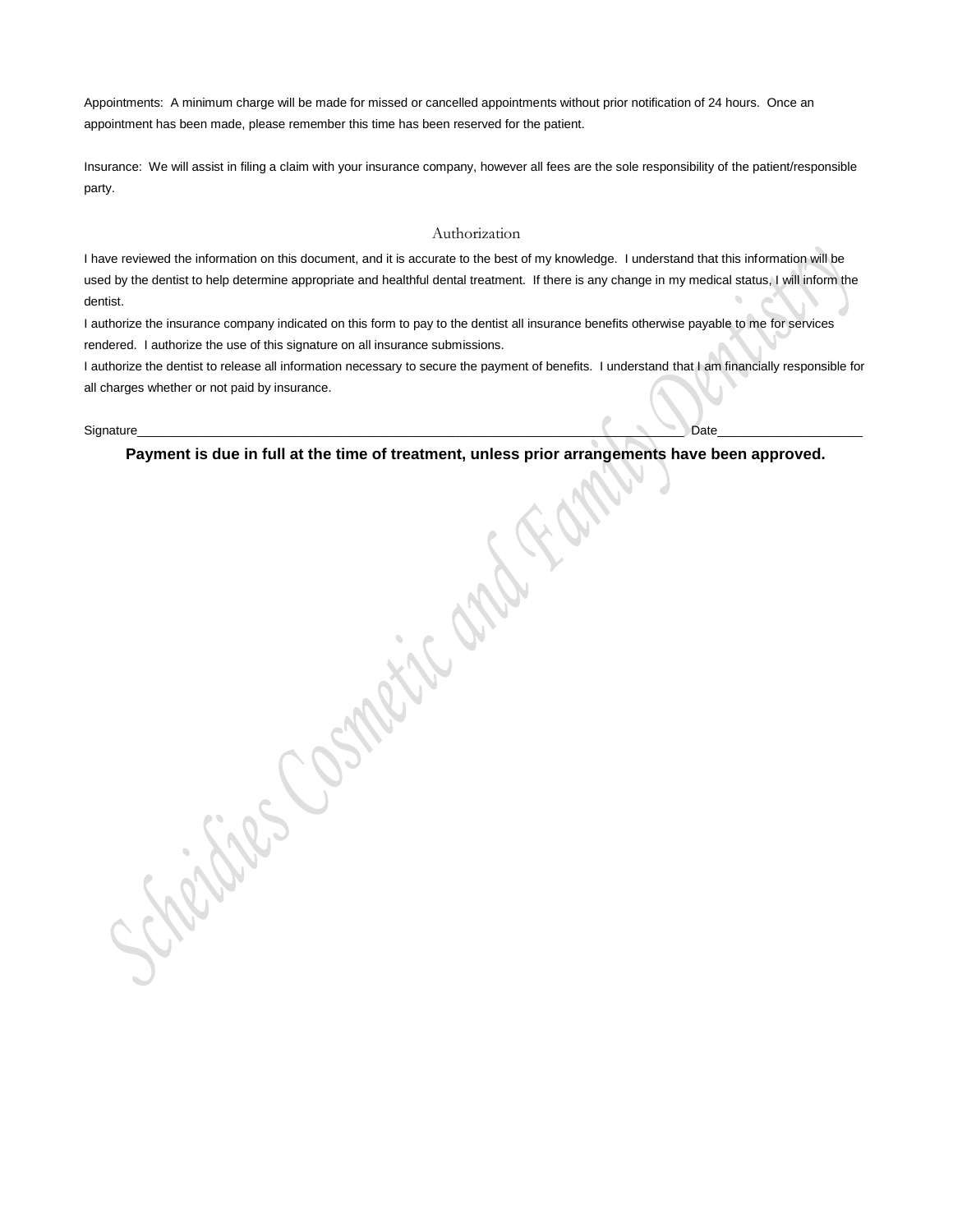Appointments:  A minimum charge will be made for missed or cancelled appointments without prior notification of 24 hours.  Once an appointment has been made, please remember this time has been reserved for the patient.

Insurance:  We will assist in filing a claim with your insurance company, however all fees are the sole responsibility of the patient/responsible party.

## Authorization

I have reviewed the information on this document, and it is accurate to the best of my knowledge.  I understand that this information will be used by the dentist to help determine appropriate and healthful dental treatment.  If there is any change in my medical status, I will inform the dentist.

I authorize the insurance company indicated on this form to pay to the dentist all insurance benefits otherwise payable to me for services rendered.  I authorize the use of this signature on all insurance submissions.

I authorize the dentist to release all information necessary to secure the payment of benefits.  I understand that I am financially responsible for all charges whether or not paid by insurance.

Signature_______________________________________________________________________________ Date____________________

**Payment is due in full at the time of treatment, unless prior arrangements have been approved.**